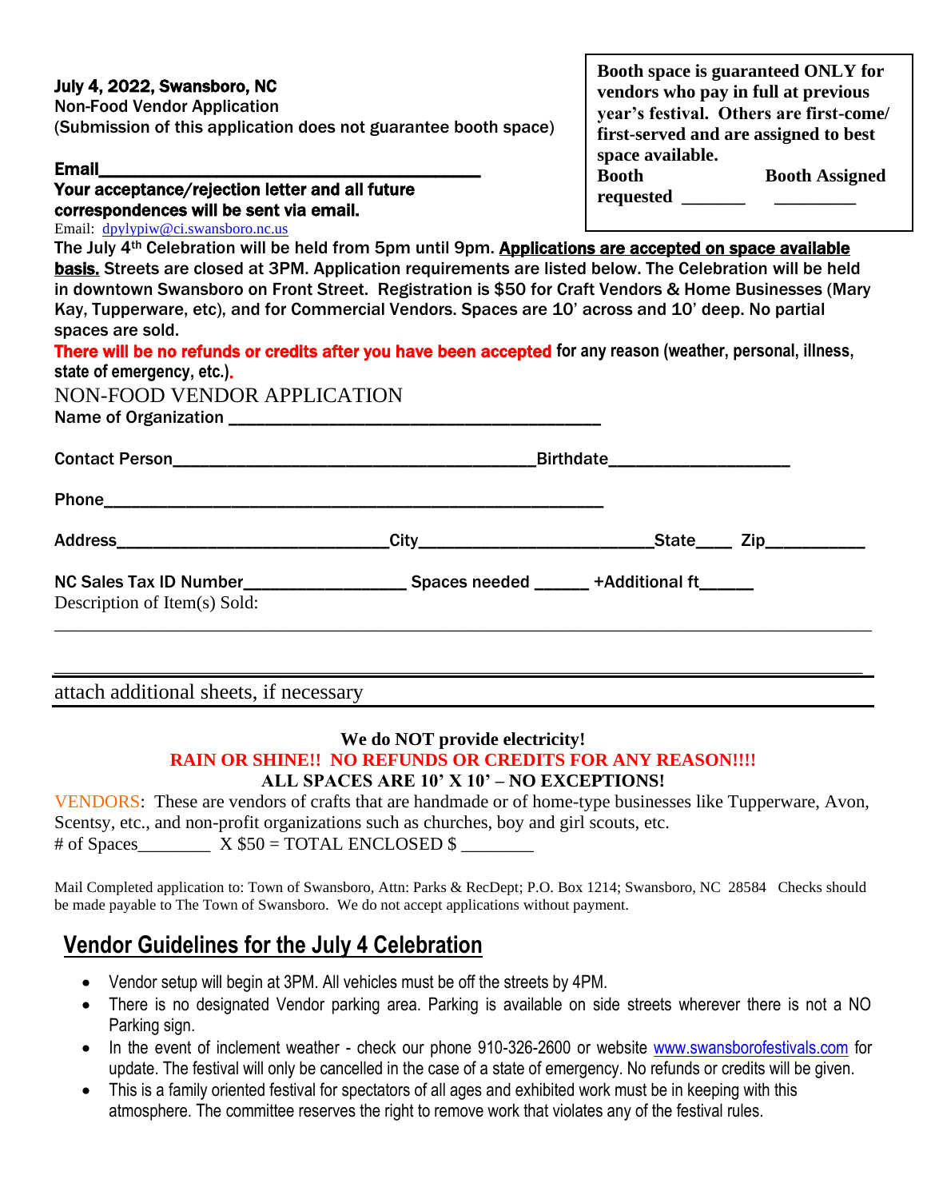**July 4, 2022, Swansboro, NC**
Non-Food Vendor Application
(Submission of this application does not guarantee booth space)

**Email**___________________________________________
**Your acceptance/rejection letter and all future correspondences will be sent via email.**
Email: dpylypiw@ci.swansboro.nc.us

> **Booth space is guaranteed ONLY for vendors who pay in full at previous year's festival. Others are first-come/ first-served and are assigned to best space available.**
> **Booth requested** _______ **Booth Assigned** _________

The July 4th Celebration will be held from 5pm until 9pm. **Applications are accepted on space available basis.** Streets are closed at 3PM. Application requirements are listed below. The Celebration will be held in downtown Swansboro on Front Street. Registration is $50 for Craft Vendors & Home Businesses (Mary Kay, Tupperware, etc), and for Commercial Vendors. Spaces are 10' across and 10' deep. No partial spaces are sold.

**There will be no refunds or credits after you have been accepted for any reason (weather, personal, illness, state of emergency, etc.).**

NON-FOOD VENDOR APPLICATION

Name of Organization ________________________________________

Contact Person________________________________________Birthdate__________________

Phone_______________________________________________________

Address______________________________City__________________________State____ Zip__________

NC Sales Tax ID Number_________________ Spaces needed _____ +Additional ft_____

Description of Item(s) Sold:

_____________________________________________________________________________________

_____________________________________________________________________________________

attach additional sheets, if necessary

**We do NOT provide electricity!**
**RAIN OR SHINE!! NO REFUNDS OR CREDITS FOR ANY REASON!!!!**
**ALL SPACES ARE 10' X 10' – NO EXCEPTIONS!**

VENDORS: These are vendors of crafts that are handmade or of home-type businesses like Tupperware, Avon, Scentsy, etc., and non-profit organizations such as churches, boy and girl scouts, etc.
\# of Spaces________ X $50 = TOTAL ENCLOSED $ ________

Mail Completed application to: Town of Swansboro, Attn: Parks & RecDept; P.O. Box 1214; Swansboro, NC 28584 Checks should be made payable to The Town of Swansboro. We do not accept applications without payment.

## Vendor Guidelines for the July 4 Celebration

- Vendor setup will begin at 3PM. All vehicles must be off the streets by 4PM.
- There is no designated Vendor parking area. Parking is available on side streets wherever there is not a NO Parking sign.
- In the event of inclement weather - check our phone 910-326-2600 or website www.swansborofestivals.com for update. The festival will only be cancelled in the case of a state of emergency. No refunds or credits will be given.
- This is a family oriented festival for spectators of all ages and exhibited work must be in keeping with this atmosphere. The committee reserves the right to remove work that violates any of the festival rules.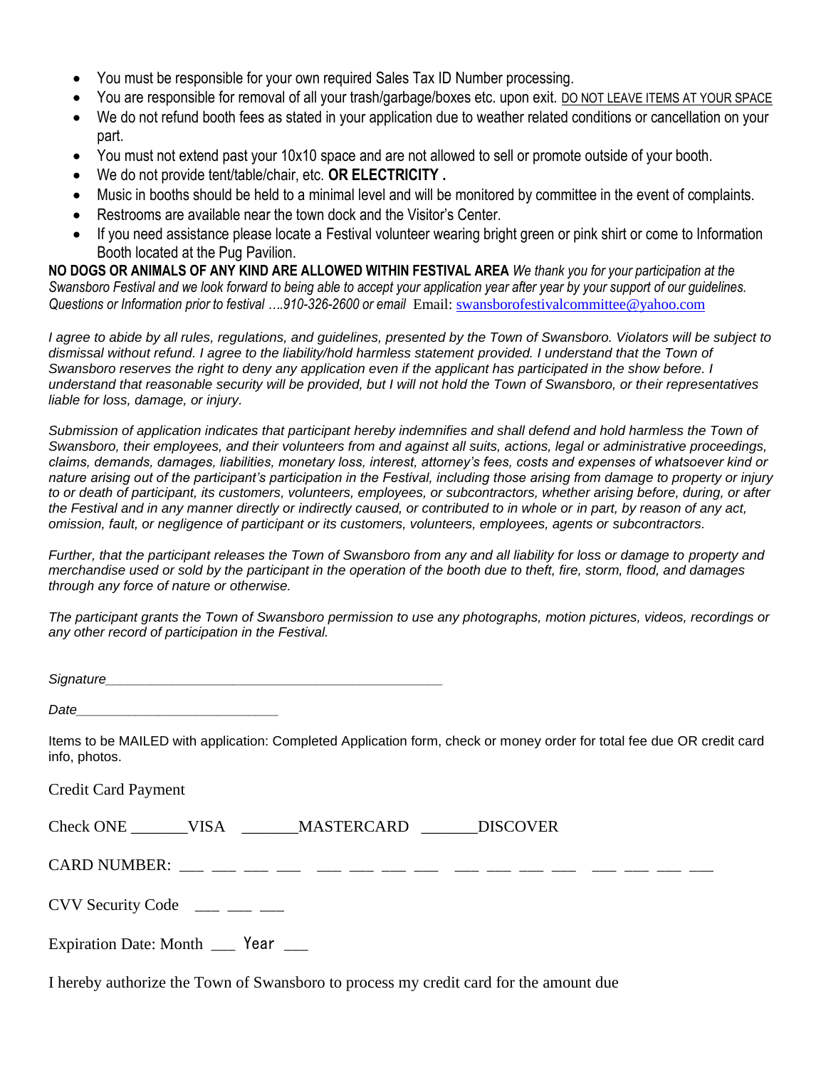- You must be responsible for your own required Sales Tax ID Number processing.
- You are responsible for removal of all your trash/garbage/boxes etc. upon exit. DO NOT LEAVE ITEMS AT YOUR SPACE
- We do not refund booth fees as stated in your application due to weather related conditions or cancellation on your part.
- You must not extend past your 10x10 space and are not allowed to sell or promote outside of your booth.
- We do not provide tent/table/chair, etc. **OR ELECTRICITY .**
- Music in booths should be held to a minimal level and will be monitored by committee in the event of complaints.
- Restrooms are available near the town dock and the Visitor's Center.
- If you need assistance please locate a Festival volunteer wearing bright green or pink shirt or come to Information Booth located at the Pug Pavilion.

**NO DOGS OR ANIMALS OF ANY KIND ARE ALLOWED WITHIN FESTIVAL AREA** *We thank you for your participation at the Swansboro Festival and we look forward to being able to accept your application year after year by your support of our guidelines. Questions or Information prior to festival ….910-326-2600 or email* Email: swansborofestivalcommittee@yahoo.com

*I agree to abide by all rules, regulations, and guidelines, presented by the Town of Swansboro. Violators will be subject to dismissal without refund. I agree to the liability/hold harmless statement provided. I understand that the Town of Swansboro reserves the right to deny any application even if the applicant has participated in the show before. I understand that reasonable security will be provided, but I will not hold the Town of Swansboro, or their representatives liable for loss, damage, or injury.*

*Submission of application indicates that participant hereby indemnifies and shall defend and hold harmless the Town of Swansboro, their employees, and their volunteers from and against all suits, actions, legal or administrative proceedings, claims, demands, damages, liabilities, monetary loss, interest, attorney's fees, costs and expenses of whatsoever kind or nature arising out of the participant's participation in the Festival, including those arising from damage to property or injury to or death of participant, its customers, volunteers, employees, or subcontractors, whether arising before, during, or after the Festival and in any manner directly or indirectly caused, or contributed to in whole or in part, by reason of any act, omission, fault, or negligence of participant or its customers, volunteers, employees, agents or subcontractors.*

*Further, that the participant releases the Town of Swansboro from any and all liability for loss or damage to property and merchandise used or sold by the participant in the operation of the booth due to theft, fire, storm, flood, and damages through any force of nature or otherwise.*

*The participant grants the Town of Swansboro permission to use any photographs, motion pictures, videos, recordings or any other record of participation in the Festival.*

*Signature*_____________________________________________

*Date*__________________________

Items to be MAILED with application: Completed Application form, check or money order for total fee due OR credit card info, photos.

Credit Card Payment

Check ONE _______VISA _______MASTERCARD _______DISCOVER

CARD NUMBER: ___ ___ ___ ___ ___ ___ ___ ___ ___ ___ ___ ___ ___ ___ ___ ___

CVV Security Code ___ ___ ___

Expiration Date: Month ___ Year ___

I hereby authorize the Town of Swansboro to process my credit card for the amount due